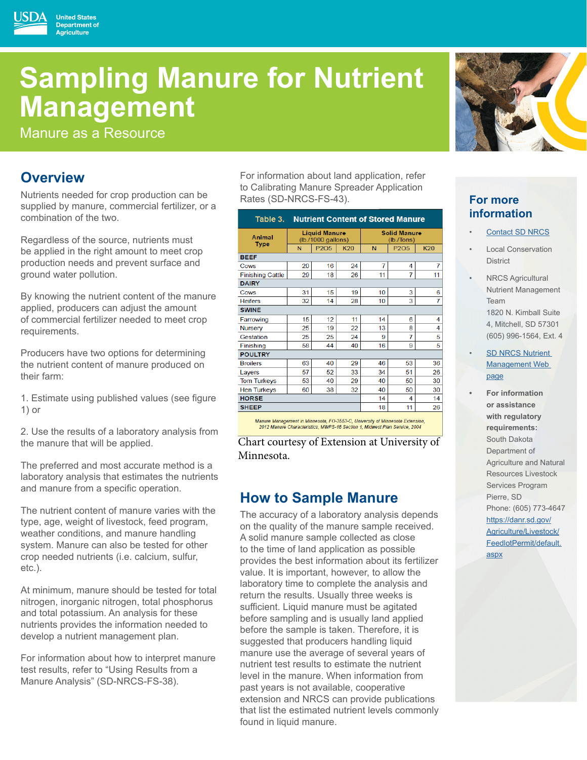USDA United States Department of Agriculture

# Sampling Manure for Nutrient Management

Manure as a Resource

## Overview

Nutrients needed for crop production can be supplied by manure, commercial fertilizer, or a combination of the two.

Regardless of the source, nutrients must be applied in the right amount to meet crop production needs and prevent surface and ground water pollution.

By knowing the nutrient content of the manure applied, producers can adjust the amount of commercial fertilizer needed to meet crop requirements.

Producers have two options for determining the nutrient content of manure produced on their farm:

1. Estimate using published values (see figure 1) or

2. Use the results of a laboratory analysis from the manure that will be applied.

The preferred and most accurate method is a laboratory analysis that estimates the nutrients and manure from a specific operation.

The nutrient content of manure varies with the type, age, weight of livestock, feed program, weather conditions, and manure handling system. Manure can also be tested for other crop needed nutrients (i.e. calcium, sulfur, etc.).

At minimum, manure should be tested for total nitrogen, inorganic nitrogen, total phosphorus and total potassium. An analysis for these nutrients provides the information needed to develop a nutrient management plan.

For information about how to interpret manure test results, refer to "Using Results from a Manure Analysis" (SD-NRCS-FS-38).

For information about land application, refer to Calibrating Manure Spreader Application Rates (SD-NRCS-FS-43).

**Table 3. Nutrient Content of Stored Manure**

| Animal Type | Liquid Manure (lb./1000 gallons) | | | Solid Manure (lb./Tons) | | |
|---|---|---|---|---|---|---|
| | N | P2O5 | K2O | N | P2O5 | K2O |
| **BEEF** | | | | | | |
| Cows | 20 | 16 | 24 | 7 | 4 | 7 |
| Finishing Cattle | 29 | 18 | 26 | 11 | 7 | 11 |
| **DAIRY** | | | | | | |
| Cows | 31 | 15 | 19 | 10 | 3 | 6 |
| Heifers | 32 | 14 | 28 | 10 | 3 | 7 |
| **SWINE** | | | | | | |
| Farrowing | 15 | 12 | 11 | 14 | 6 | 4 |
| Nursery | 25 | 19 | 22 | 13 | 8 | 4 |
| Gestation | 25 | 25 | 24 | 9 | 7 | 5 |
| Finishing | 58 | 44 | 40 | 16 | 9 | 5 |
| **POULTRY** | | | | | | |
| Broilers | 63 | 40 | 29 | 46 | 53 | 36 |
| Layers | 57 | 52 | 33 | 34 | 51 | 26 |
| Tom Turkeys | 53 | 40 | 29 | 40 | 50 | 30 |
| Hen Turkeys | 60 | 38 | 32 | 40 | 50 | 30 |
| **HORSE** | | | | 14 | 4 | 14 |
| **SHEEP** | | | | 18 | 11 | 26 |

*Manure Management in Minnesota, FO-3553-C, University of Minnesota Extension, 2012 Manure Characteristics, MWPS-18 Section 1, Midwest Plan Service, 2004*

Chart courtesy of Extension at University of Minnesota.

## How to Sample Manure

The accuracy of a laboratory analysis depends on the quality of the manure sample received. A solid manure sample collected as close to the time of land application as possible provides the best information about its fertilizer value. It is important, however, to allow the laboratory time to complete the analysis and return the results. Usually three weeks is sufficient. Liquid manure must be agitated before sampling and is usually land applied before the sample is taken. Therefore, it is suggested that producers handling liquid manure use the average of several years of nutrient test results to estimate the nutrient level in the manure. When information from past years is not available, cooperative extension and NRCS can provide publications that list the estimated nutrient levels commonly found in liquid manure.

## For more information

- Contact SD NRCS
- Local Conservation District
- NRCS Agricultural Nutrient Management Team 1820 N. Kimball Suite 4, Mitchell, SD 57301 (605) 996-1564, Ext. 4
- SD NRCS Nutrient Management Web page
- **For information or assistance with regulatory requirements:** South Dakota Department of Agriculture and Natural Resources Livestock Services Program Pierre, SD Phone: (605) 773-4647 https://danr.sd.gov/Agriculture/Livestock/FeedlotPermit/default.aspx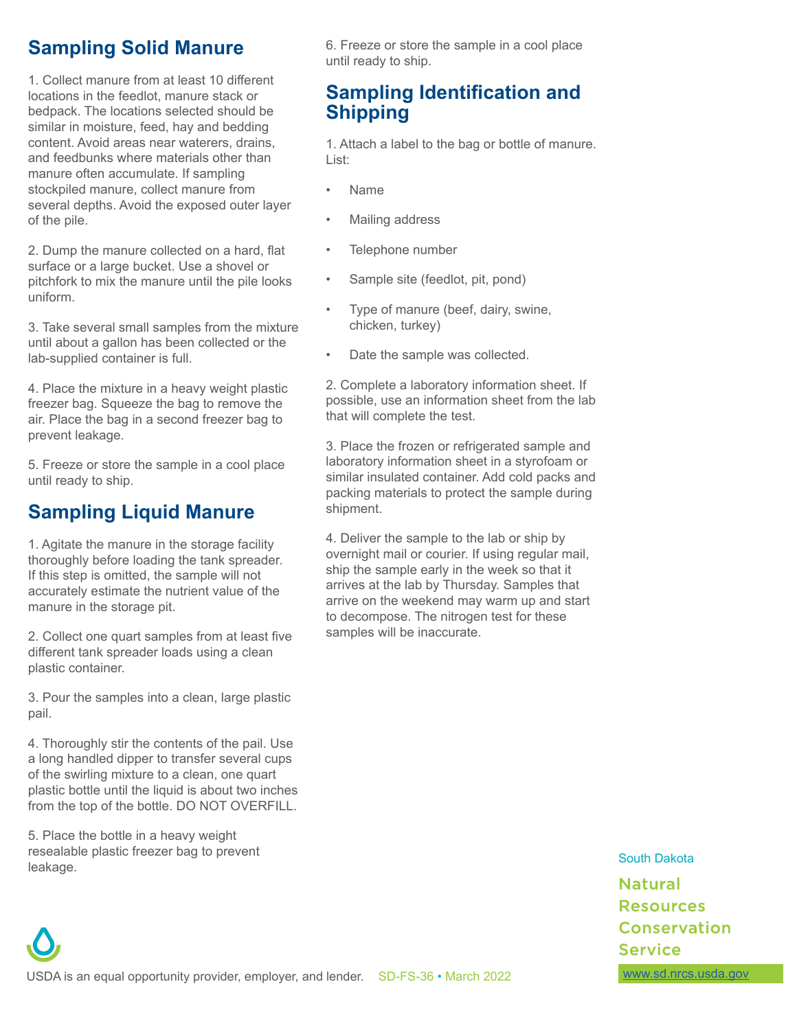## Sampling Solid Manure

1. Collect manure from at least 10 different locations in the feedlot, manure stack or bedpack. The locations selected should be similar in moisture, feed, hay and bedding content. Avoid areas near waterers, drains, and feedbunks where materials other than manure often accumulate. If sampling stockpiled manure, collect manure from several depths. Avoid the exposed outer layer of the pile.

2. Dump the manure collected on a hard, flat surface or a large bucket. Use a shovel or pitchfork to mix the manure until the pile looks uniform.

3. Take several small samples from the mixture until about a gallon has been collected or the lab-supplied container is full.

4. Place the mixture in a heavy weight plastic freezer bag. Squeeze the bag to remove the air. Place the bag in a second freezer bag to prevent leakage.

5. Freeze or store the sample in a cool place until ready to ship.

## Sampling Liquid Manure

1. Agitate the manure in the storage facility thoroughly before loading the tank spreader. If this step is omitted, the sample will not accurately estimate the nutrient value of the manure in the storage pit.

2. Collect one quart samples from at least five different tank spreader loads using a clean plastic container.

3. Pour the samples into a clean, large plastic pail.

4. Thoroughly stir the contents of the pail. Use a long handled dipper to transfer several cups of the swirling mixture to a clean, one quart plastic bottle until the liquid is about two inches from the top of the bottle. DO NOT OVERFILL.

5. Place the bottle in a heavy weight resealable plastic freezer bag to prevent leakage.

6. Freeze or store the sample in a cool place until ready to ship.

## Sampling Identification and Shipping

1. Attach a label to the bag or bottle of manure. List:

- Name
- Mailing address
- Telephone number
- Sample site (feedlot, pit, pond)
- Type of manure (beef, dairy, swine, chicken, turkey)
- Date the sample was collected.

2. Complete a laboratory information sheet. If possible, use an information sheet from the lab that will complete the test.

3. Place the frozen or refrigerated sample and laboratory information sheet in a styrofoam or similar insulated container. Add cold packs and packing materials to protect the sample during shipment.

4. Deliver the sample to the lab or ship by overnight mail or courier. If using regular mail, ship the sample early in the week so that it arrives at the lab by Thursday. Samples that arrive on the weekend may warm up and start to decompose. The nitrogen test for these samples will be inaccurate.

South Dakota

Natural Resources Conservation Service

www.sd.nrcs.usda.gov

USDA is an equal opportunity provider, employer, and lender. SD-FS-36 • March 2022